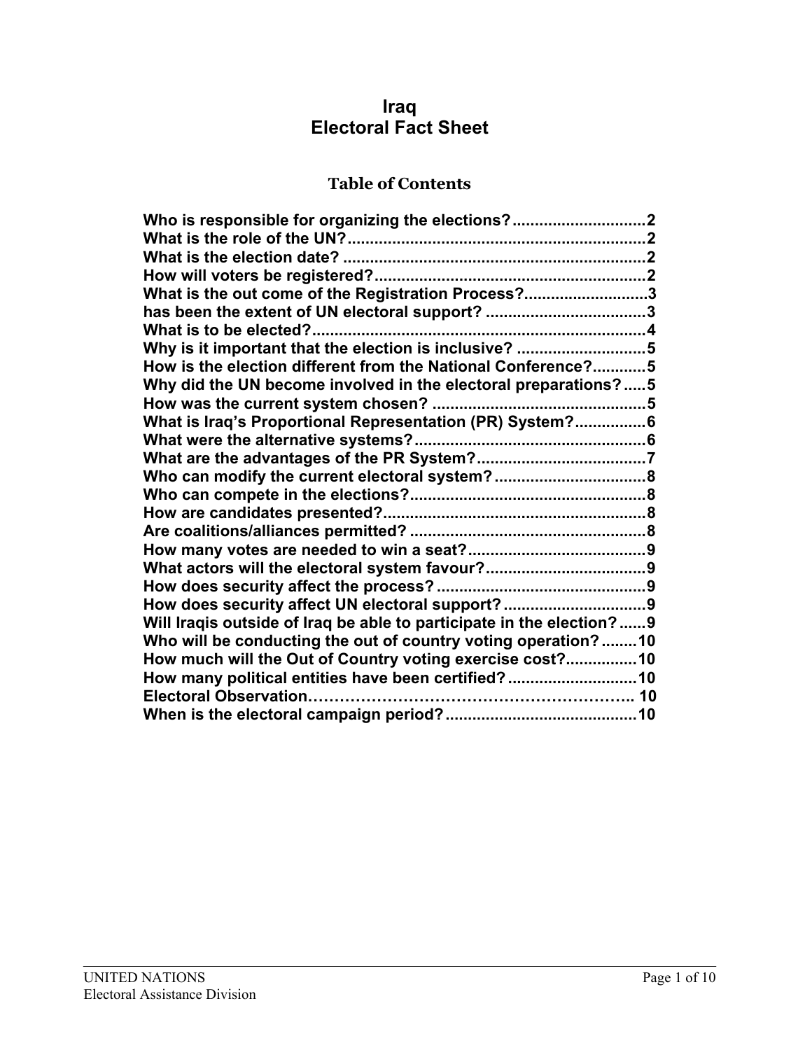# Iraq
# Electoral Fact Sheet

## Table of Contents

Who is responsible for organizing the elections?..............................2
What is the role of the UN?...................................................................2
What is the election date? ....................................................................2
How will voters be registered?.............................................................2
What is the out come of the Registration Process?...........................3
has been the extent of UN electoral support? ....................................3
What is to be elected?...........................................................................4
Why is it important that the election is inclusive? .............................5
How is the election different from the National Conference?............5
Why did the UN become involved in the electoral preparations?.....5
How was the current system chosen? ................................................5
What is Iraq's Proportional Representation (PR) System?................6
What were the alternative systems?....................................................6
What are the advantages of the PR System?......................................7
Who can modify the current electoral system? ..................................8
Who can compete in the elections?.....................................................8
How are candidates presented?...........................................................8
Are coalitions/alliances permitted? .....................................................8
How many votes are needed to win a seat?........................................9
What actors will the electoral system favour?....................................9
How does security affect the process? ...............................................9
How does security affect UN electoral support? ................................9
Will Iraqis outside of Iraq be able to participate in the election?......9
Who will be conducting the out of country voting operation?........10
How much will the Out of Country voting exercise cost?................10
How many political entities have been certified? .............................10
Electoral Observation………………………………………………….. 10
When is the electoral campaign period? ...........................................10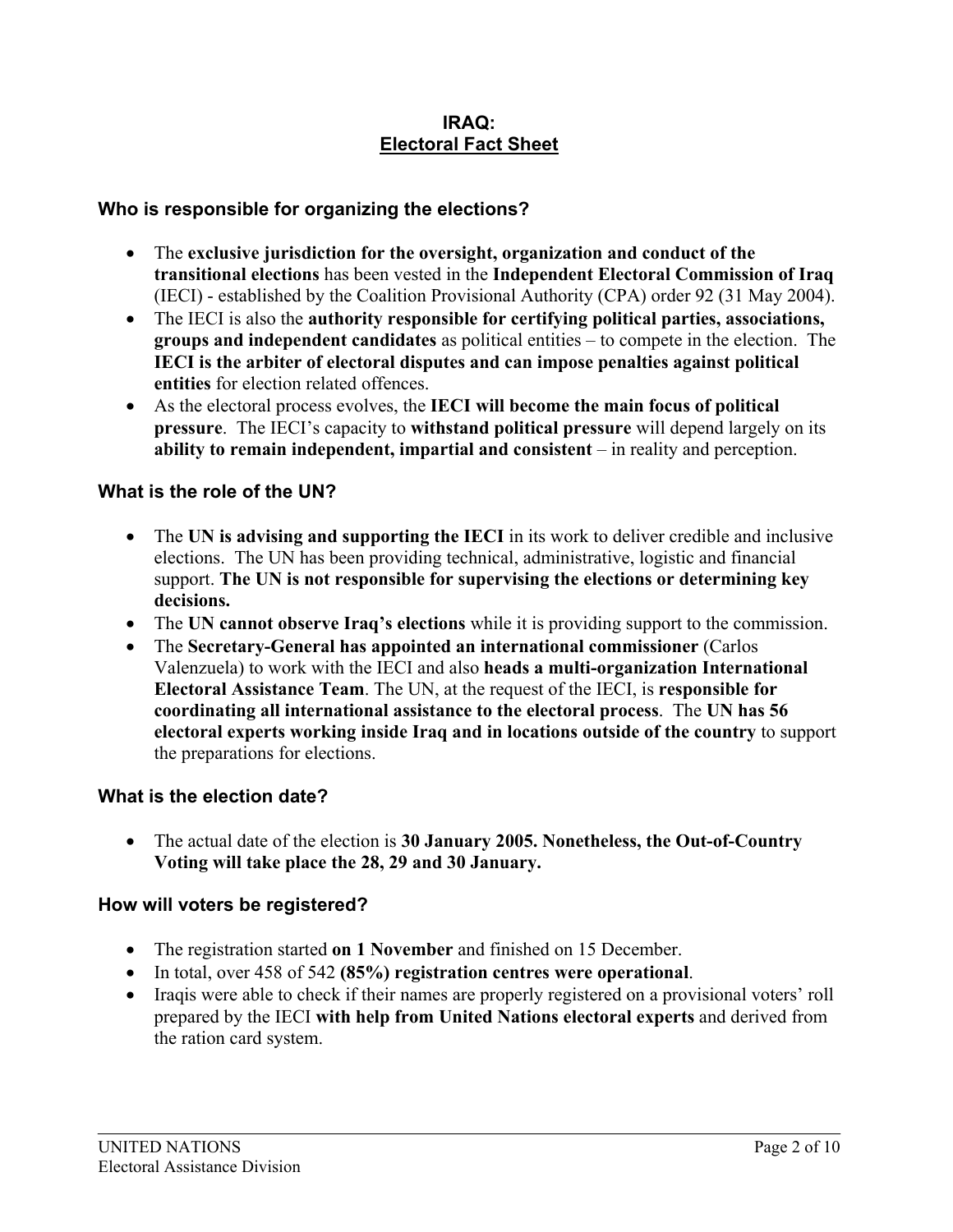# IRAQ:
## Electoral Fact Sheet

### Who is responsible for organizing the elections?

- The **exclusive jurisdiction for the oversight, organization and conduct of the transitional elections** has been vested in the **Independent Electoral Commission of Iraq** (IECI) - established by the Coalition Provisional Authority (CPA) order 92 (31 May 2004).
- The IECI is also the **authority responsible for certifying political parties, associations, groups and independent candidates** as political entities – to compete in the election. The **IECI is the arbiter of electoral disputes and can impose penalties against political entities** for election related offences.
- As the electoral process evolves, the **IECI will become the main focus of political pressure**. The IECI's capacity to **withstand political pressure** will depend largely on its **ability to remain independent, impartial and consistent** – in reality and perception.

### What is the role of the UN?

- The **UN is advising and supporting the IECI** in its work to deliver credible and inclusive elections. The UN has been providing technical, administrative, logistic and financial support. **The UN is not responsible for supervising the elections or determining key decisions.**
- The **UN cannot observe Iraq's elections** while it is providing support to the commission.
- The **Secretary-General has appointed an international commissioner** (Carlos Valenzuela) to work with the IECI and also **heads a multi-organization International Electoral Assistance Team**. The UN, at the request of the IECI, is **responsible for coordinating all international assistance to the electoral process**. The **UN has 56 electoral experts working inside Iraq and in locations outside of the country** to support the preparations for elections.

### What is the election date?

- The actual date of the election is **30 January 2005. Nonetheless, the Out-of-Country Voting will take place the 28, 29 and 30 January.**

### How will voters be registered?

- The registration started **on 1 November** and finished on 15 December.
- In total, over 458 of 542 **(85%) registration centres were operational**.
- Iraqis were able to check if their names are properly registered on a provisional voters' roll prepared by the IECI **with help from United Nations electoral experts** and derived from the ration card system.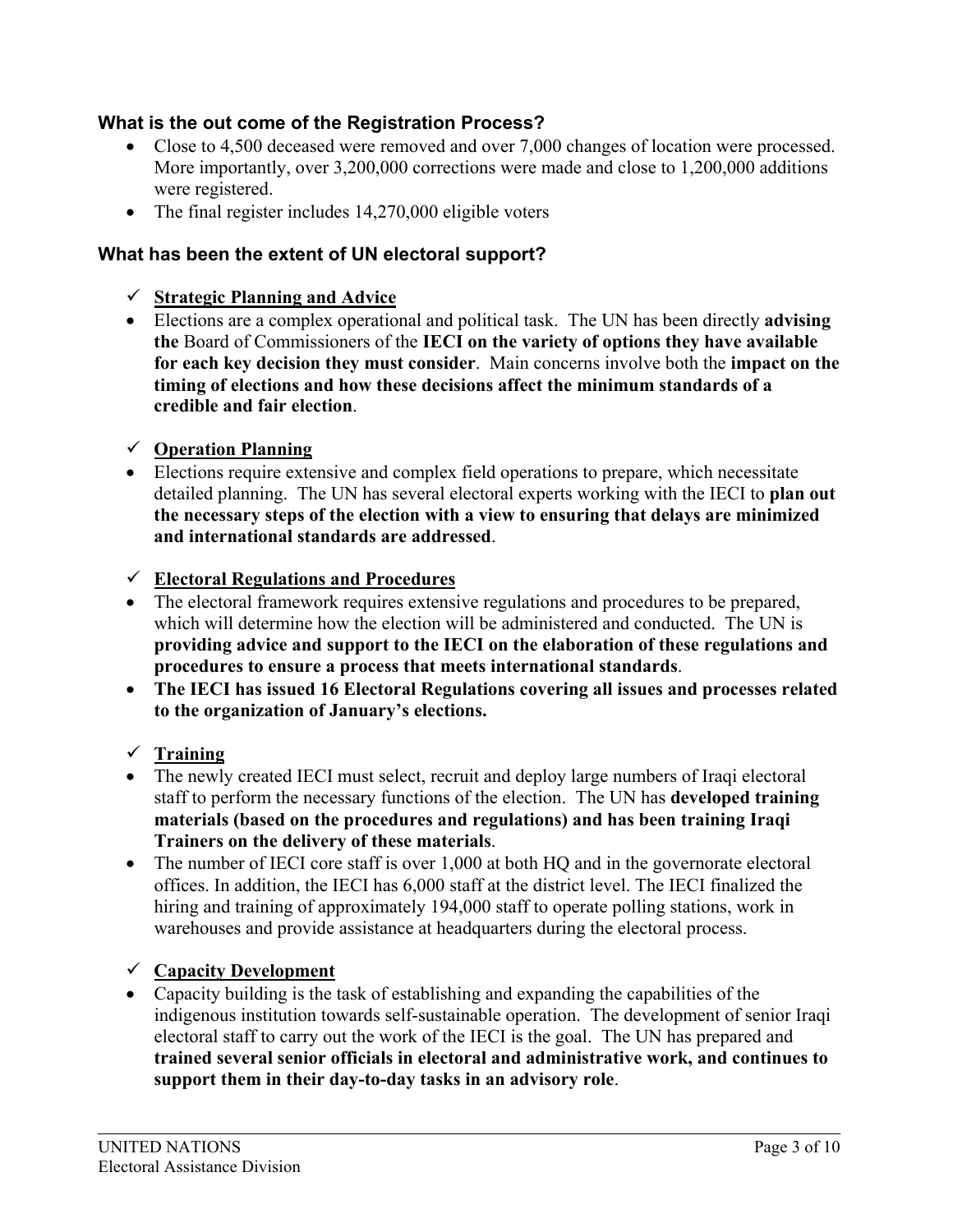### What is the out come of the Registration Process?

- Close to 4,500 deceased were removed and over 7,000 changes of location were processed. More importantly, over 3,200,000 corrections were made and close to 1,200,000 additions were registered.
- The final register includes 14,270,000 eligible voters

### What has been the extent of UN electoral support?

✓ **Strategic Planning and Advice**

- Elections are a complex operational and political task. The UN has been directly **advising the** Board of Commissioners of the **IECI on the variety of options they have available for each key decision they must consider**. Main concerns involve both the **impact on the timing of elections and how these decisions affect the minimum standards of a credible and fair election**.

✓ **Operation Planning**

- Elections require extensive and complex field operations to prepare, which necessitate detailed planning. The UN has several electoral experts working with the IECI to **plan out the necessary steps of the election with a view to ensuring that delays are minimized and international standards are addressed**.

✓ **Electoral Regulations and Procedures**

- The electoral framework requires extensive regulations and procedures to be prepared, which will determine how the election will be administered and conducted. The UN is **providing advice and support to the IECI on the elaboration of these regulations and procedures to ensure a process that meets international standards**.
- **The IECI has issued 16 Electoral Regulations covering all issues and processes related to the organization of January's elections.**

✓ **Training**

- The newly created IECI must select, recruit and deploy large numbers of Iraqi electoral staff to perform the necessary functions of the election. The UN has **developed training materials (based on the procedures and regulations) and has been training Iraqi Trainers on the delivery of these materials**.
- The number of IECI core staff is over 1,000 at both HQ and in the governorate electoral offices. In addition, the IECI has 6,000 staff at the district level. The IECI finalized the hiring and training of approximately 194,000 staff to operate polling stations, work in warehouses and provide assistance at headquarters during the electoral process.

✓ **Capacity Development**

- Capacity building is the task of establishing and expanding the capabilities of the indigenous institution towards self-sustainable operation. The development of senior Iraqi electoral staff to carry out the work of the IECI is the goal. The UN has prepared and **trained several senior officials in electoral and administrative work, and continues to support them in their day-to-day tasks in an advisory role**.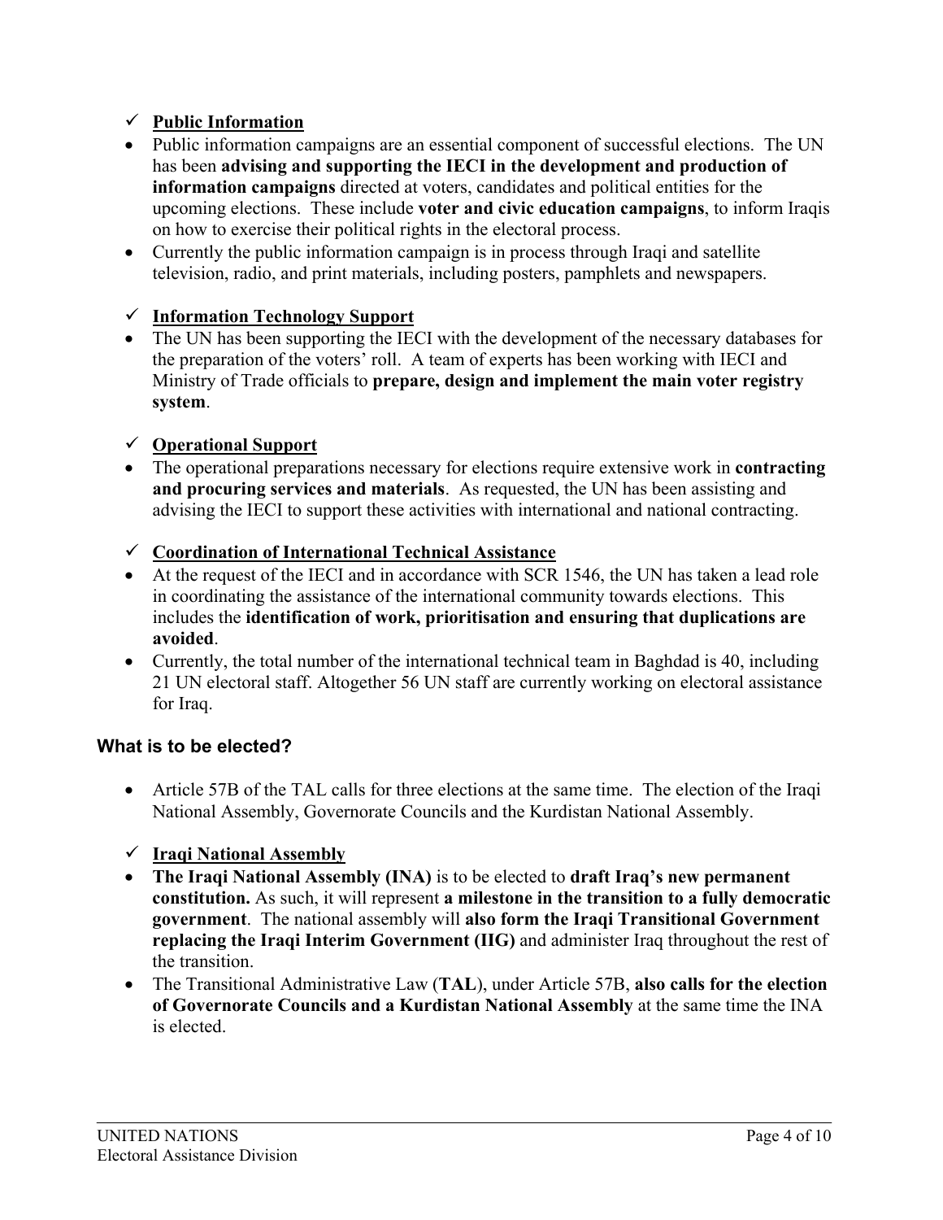✓ **Public Information**

- Public information campaigns are an essential component of successful elections. The UN has been **advising and supporting the IECI in the development and production of information campaigns** directed at voters, candidates and political entities for the upcoming elections. These include **voter and civic education campaigns**, to inform Iraqis on how to exercise their political rights in the electoral process.
- Currently the public information campaign is in process through Iraqi and satellite television, radio, and print materials, including posters, pamphlets and newspapers.

✓ **Information Technology Support**

- The UN has been supporting the IECI with the development of the necessary databases for the preparation of the voters' roll. A team of experts has been working with IECI and Ministry of Trade officials to **prepare, design and implement the main voter registry system**.

✓ **Operational Support**

- The operational preparations necessary for elections require extensive work in **contracting and procuring services and materials**. As requested, the UN has been assisting and advising the IECI to support these activities with international and national contracting.

✓ **Coordination of International Technical Assistance**

- At the request of the IECI and in accordance with SCR 1546, the UN has taken a lead role in coordinating the assistance of the international community towards elections. This includes the **identification of work, prioritisation and ensuring that duplications are avoided**.
- Currently, the total number of the international technical team in Baghdad is 40, including 21 UN electoral staff. Altogether 56 UN staff are currently working on electoral assistance for Iraq.

## What is to be elected?

- Article 57B of the TAL calls for three elections at the same time. The election of the Iraqi National Assembly, Governorate Councils and the Kurdistan National Assembly.

✓ **Iraqi National Assembly**

- **The Iraqi National Assembly (INA)** is to be elected to **draft Iraq's new permanent constitution.** As such, it will represent **a milestone in the transition to a fully democratic government**. The national assembly will **also form the Iraqi Transitional Government replacing the Iraqi Interim Government (IIG)** and administer Iraq throughout the rest of the transition.
- The Transitional Administrative Law (**TAL**), under Article 57B, **also calls for the election of Governorate Councils and a Kurdistan National Assembly** at the same time the INA is elected.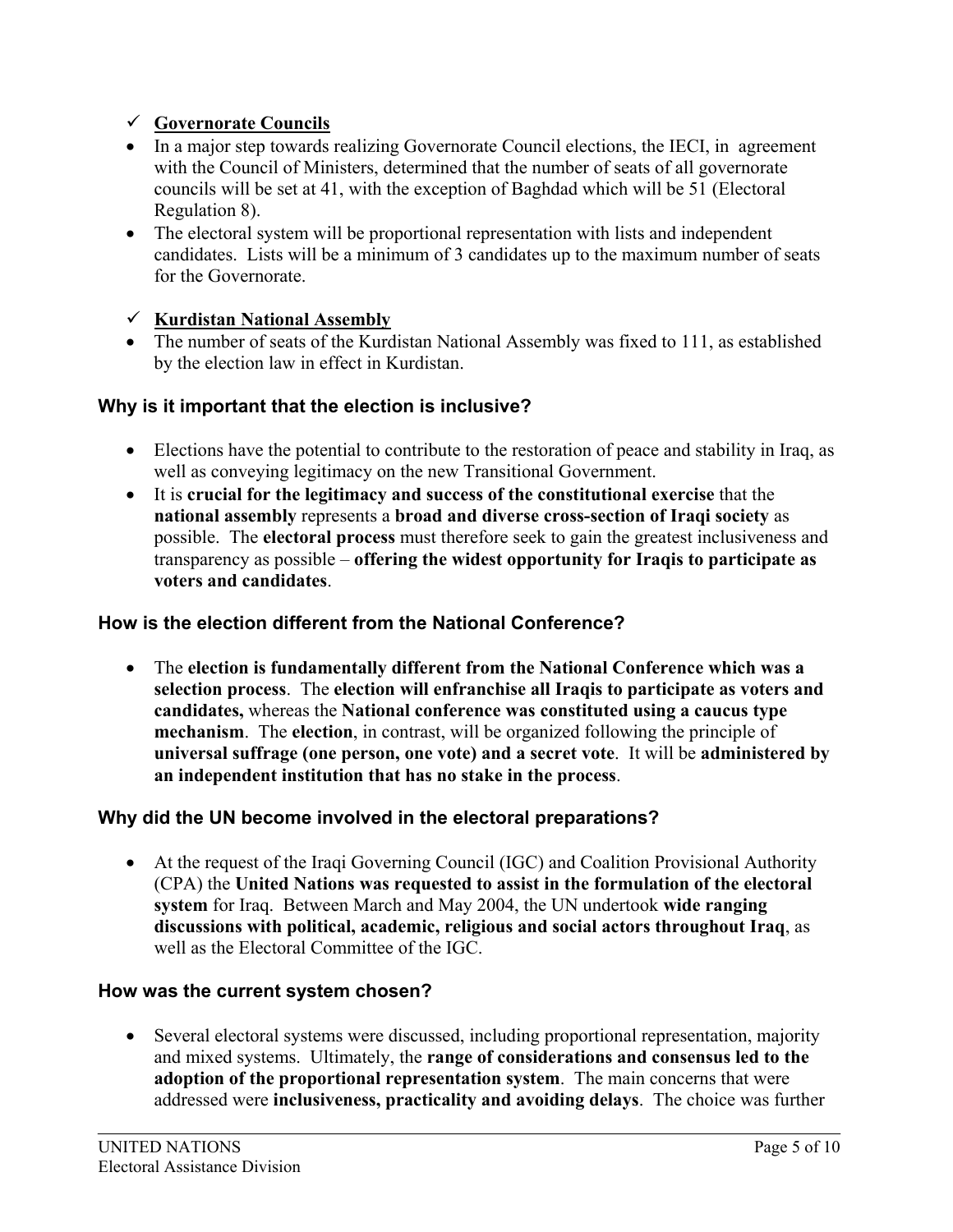✓ **Governorate Councils**

- In a major step towards realizing Governorate Council elections, the IECI, in agreement with the Council of Ministers, determined that the number of seats of all governorate councils will be set at 41, with the exception of Baghdad which will be 51 (Electoral Regulation 8).
- The electoral system will be proportional representation with lists and independent candidates. Lists will be a minimum of 3 candidates up to the maximum number of seats for the Governorate.

✓ **Kurdistan National Assembly**

- The number of seats of the Kurdistan National Assembly was fixed to 111, as established by the election law in effect in Kurdistan.

### Why is it important that the election is inclusive?

- Elections have the potential to contribute to the restoration of peace and stability in Iraq, as well as conveying legitimacy on the new Transitional Government.
- It is **crucial for the legitimacy and success of the constitutional exercise** that the **national assembly** represents a **broad and diverse cross-section of Iraqi society** as possible. The **electoral process** must therefore seek to gain the greatest inclusiveness and transparency as possible – **offering the widest opportunity for Iraqis to participate as voters and candidates**.

### How is the election different from the National Conference?

- The **election is fundamentally different from the National Conference which was a selection process**. The **election will enfranchise all Iraqis to participate as voters and candidates,** whereas the **National conference was constituted using a caucus type mechanism**. The **election**, in contrast, will be organized following the principle of **universal suffrage (one person, one vote) and a secret vote**. It will be **administered by an independent institution that has no stake in the process**.

### Why did the UN become involved in the electoral preparations?

- At the request of the Iraqi Governing Council (IGC) and Coalition Provisional Authority (CPA) the **United Nations was requested to assist in the formulation of the electoral system** for Iraq. Between March and May 2004, the UN undertook **wide ranging discussions with political, academic, religious and social actors throughout Iraq**, as well as the Electoral Committee of the IGC.

### How was the current system chosen?

- Several electoral systems were discussed, including proportional representation, majority and mixed systems. Ultimately, the **range of considerations and consensus led to the adoption of the proportional representation system**. The main concerns that were addressed were **inclusiveness, practicality and avoiding delays**. The choice was further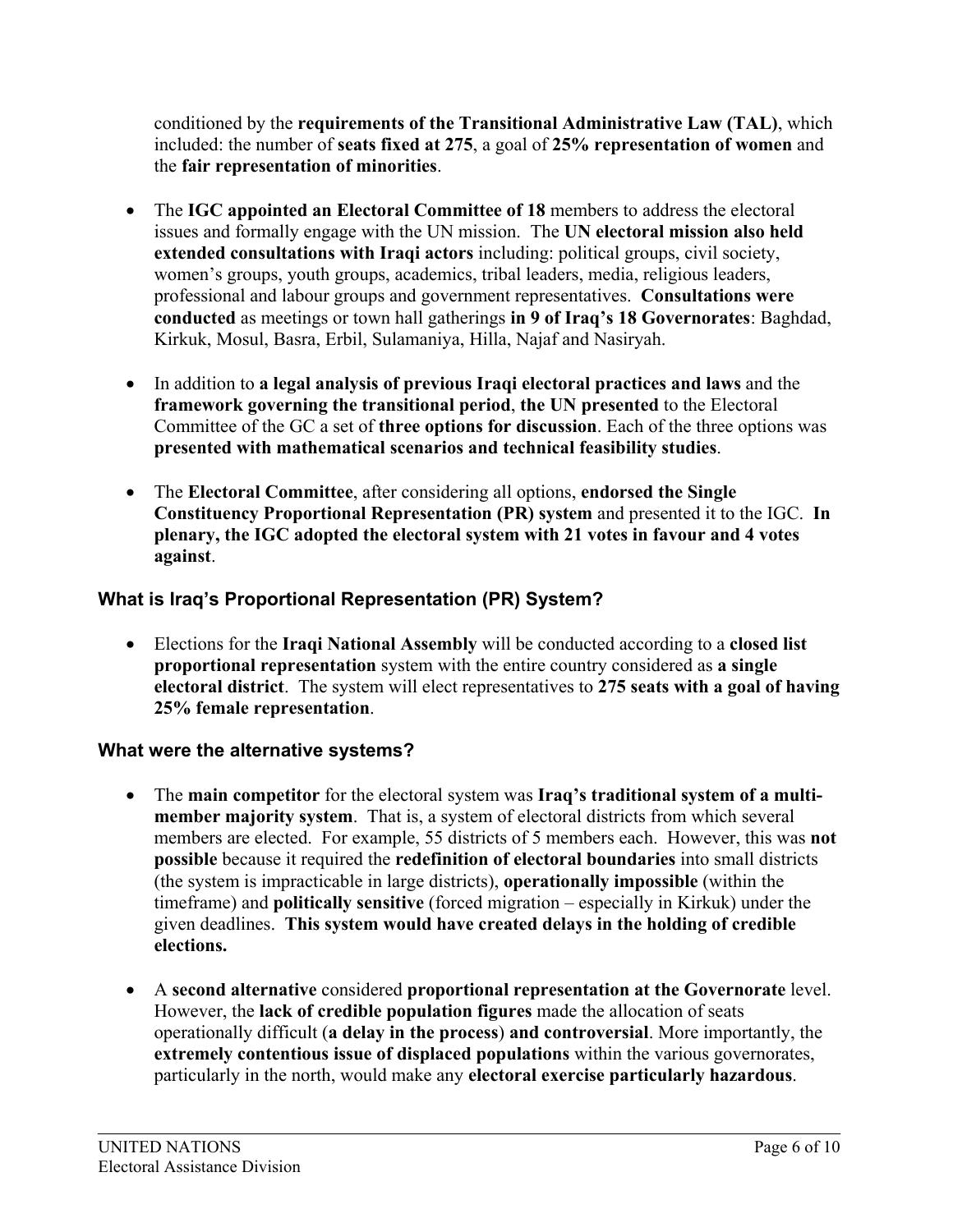conditioned by the **requirements of the Transitional Administrative Law (TAL)**, which included: the number of **seats fixed at 275**, a goal of **25% representation of women** and the **fair representation of minorities**.

- The **IGC appointed an Electoral Committee of 18** members to address the electoral issues and formally engage with the UN mission. The **UN electoral mission also held extended consultations with Iraqi actors** including: political groups, civil society, women's groups, youth groups, academics, tribal leaders, media, religious leaders, professional and labour groups and government representatives. **Consultations were conducted** as meetings or town hall gatherings **in 9 of Iraq's 18 Governorates**: Baghdad, Kirkuk, Mosul, Basra, Erbil, Sulamaniya, Hilla, Najaf and Nasiryah.

- In addition to **a legal analysis of previous Iraqi electoral practices and laws** and the **framework governing the transitional period**, **the UN presented** to the Electoral Committee of the GC a set of **three options for discussion**. Each of the three options was **presented with mathematical scenarios and technical feasibility studies**.

- The **Electoral Committee**, after considering all options, **endorsed the Single Constituency Proportional Representation (PR) system** and presented it to the IGC. **In plenary, the IGC adopted the electoral system with 21 votes in favour and 4 votes against**.

### What is Iraq's Proportional Representation (PR) System?

- Elections for the **Iraqi National Assembly** will be conducted according to a **closed list proportional representation** system with the entire country considered as **a single electoral district**. The system will elect representatives to **275 seats with a goal of having 25% female representation**.

### What were the alternative systems?

- The **main competitor** for the electoral system was **Iraq's traditional system of a multi-member majority system**. That is, a system of electoral districts from which several members are elected. For example, 55 districts of 5 members each. However, this was **not possible** because it required the **redefinition of electoral boundaries** into small districts (the system is impracticable in large districts), **operationally impossible** (within the timeframe) and **politically sensitive** (forced migration – especially in Kirkuk) under the given deadlines. **This system would have created delays in the holding of credible elections.**

- A **second alternative** considered **proportional representation at the Governorate** level. However, the **lack of credible population figures** made the allocation of seats operationally difficult (**a delay in the process**) **and controversial**. More importantly, the **extremely contentious issue of displaced populations** within the various governorates, particularly in the north, would make any **electoral exercise particularly hazardous**.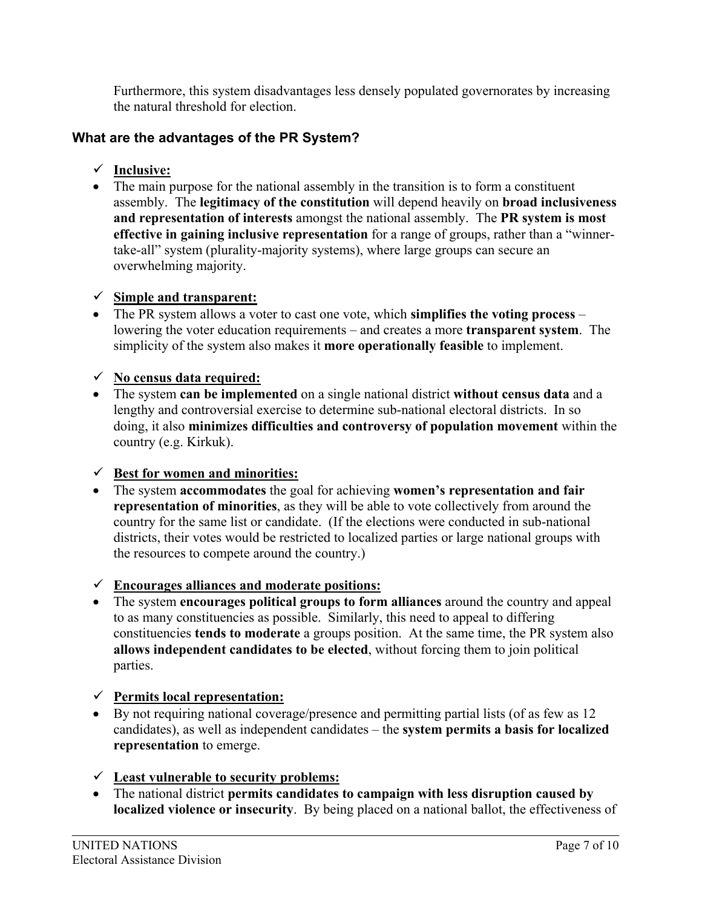Furthermore, this system disadvantages less densely populated governorates by increasing the natural threshold for election.

### What are the advantages of the PR System?

✓ **Inclusive:**

- The main purpose for the national assembly in the transition is to form a constituent assembly. The **legitimacy of the constitution** will depend heavily on **broad inclusiveness and representation of interests** amongst the national assembly. The **PR system is most effective in gaining inclusive representation** for a range of groups, rather than a "winner-take-all" system (plurality-majority systems), where large groups can secure an overwhelming majority.

✓ **Simple and transparent:**

- The PR system allows a voter to cast one vote, which **simplifies the voting process** – lowering the voter education requirements – and creates a more **transparent system**. The simplicity of the system also makes it **more operationally feasible** to implement.

✓ **No census data required:**

- The system **can be implemented** on a single national district **without census data** and a lengthy and controversial exercise to determine sub-national electoral districts. In so doing, it also **minimizes difficulties and controversy of population movement** within the country (e.g. Kirkuk).

✓ **Best for women and minorities:**

- The system **accommodates** the goal for achieving **women's representation and fair representation of minorities**, as they will be able to vote collectively from around the country for the same list or candidate. (If the elections were conducted in sub-national districts, their votes would be restricted to localized parties or large national groups with the resources to compete around the country.)

✓ **Encourages alliances and moderate positions:**

- The system **encourages political groups to form alliances** around the country and appeal to as many constituencies as possible. Similarly, this need to appeal to differing constituencies **tends to moderate** a groups position. At the same time, the PR system also **allows independent candidates to be elected**, without forcing them to join political parties.

✓ **Permits local representation:**

- By not requiring national coverage/presence and permitting partial lists (of as few as 12 candidates), as well as independent candidates – the **system permits a basis for localized representation** to emerge.

✓ **Least vulnerable to security problems:**

- The national district **permits candidates to campaign with less disruption caused by localized violence or insecurity**. By being placed on a national ballot, the effectiveness of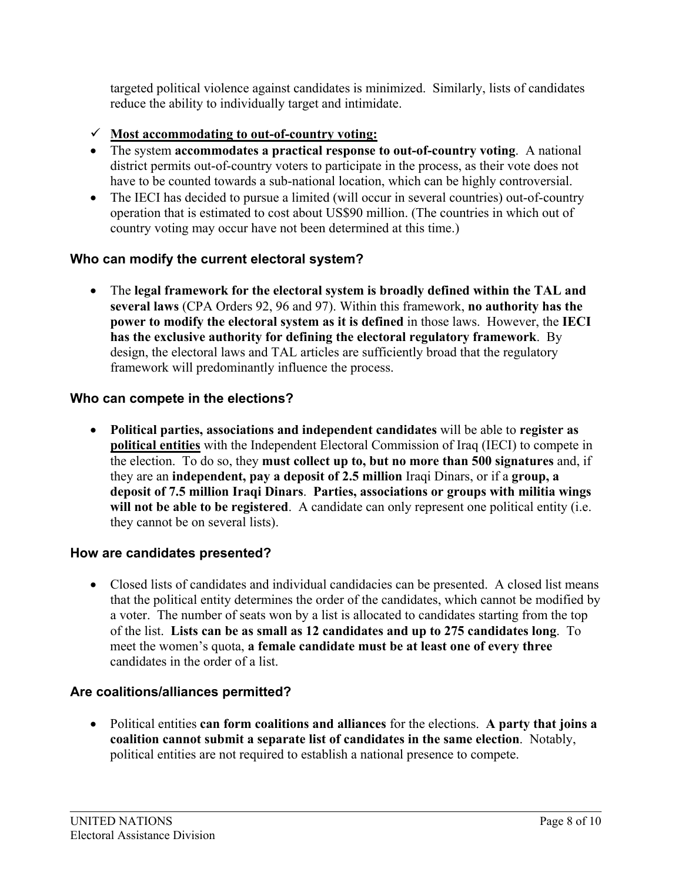targeted political violence against candidates is minimized. Similarly, lists of candidates reduce the ability to individually target and intimidate.

- ✓ **Most accommodating to out-of-country voting:**
- The system **accommodates a practical response to out-of-country voting**. A national district permits out-of-country voters to participate in the process, as their vote does not have to be counted towards a sub-national location, which can be highly controversial.
- The IECI has decided to pursue a limited (will occur in several countries) out-of-country operation that is estimated to cost about US$90 million. (The countries in which out of country voting may occur have not been determined at this time.)

### Who can modify the current electoral system?

- The **legal framework for the electoral system is broadly defined within the TAL and several laws** (CPA Orders 92, 96 and 97). Within this framework, **no authority has the power to modify the electoral system as it is defined** in those laws. However, the **IECI has the exclusive authority for defining the electoral regulatory framework**. By design, the electoral laws and TAL articles are sufficiently broad that the regulatory framework will predominantly influence the process.

### Who can compete in the elections?

- **Political parties, associations and independent candidates** will be able to **register as political entities** with the Independent Electoral Commission of Iraq (IECI) to compete in the election. To do so, they **must collect up to, but no more than 500 signatures** and, if they are an **independent, pay a deposit of 2.5 million** Iraqi Dinars, or if a **group, a deposit of 7.5 million Iraqi Dinars**. **Parties, associations or groups with militia wings will not be able to be registered**. A candidate can only represent one political entity (i.e. they cannot be on several lists).

### How are candidates presented?

- Closed lists of candidates and individual candidacies can be presented. A closed list means that the political entity determines the order of the candidates, which cannot be modified by a voter. The number of seats won by a list is allocated to candidates starting from the top of the list. **Lists can be as small as 12 candidates and up to 275 candidates long**. To meet the women's quota, **a female candidate must be at least one of every three** candidates in the order of a list.

### Are coalitions/alliances permitted?

- Political entities **can form coalitions and alliances** for the elections. **A party that joins a coalition cannot submit a separate list of candidates in the same election**. Notably, political entities are not required to establish a national presence to compete.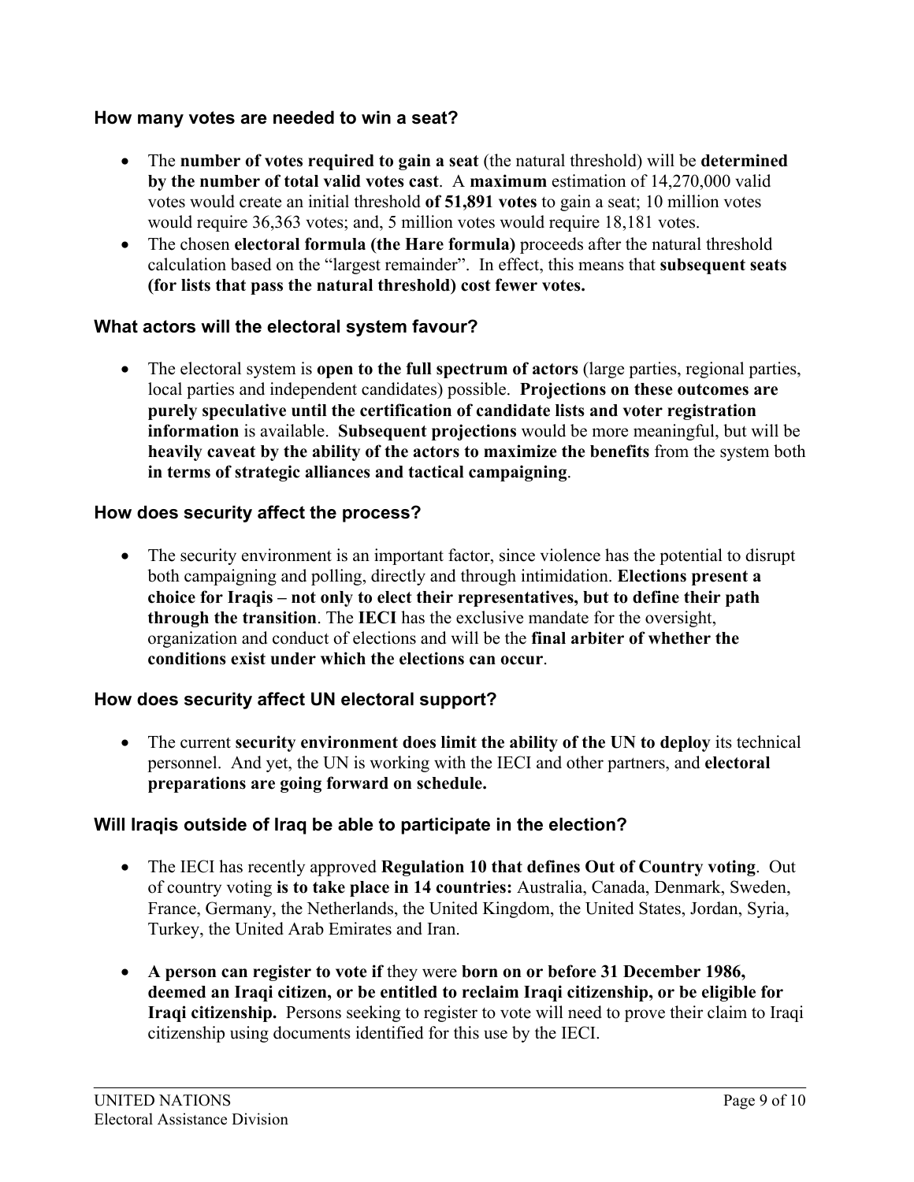### How many votes are needed to win a seat?

- The **number of votes required to gain a seat** (the natural threshold) will be **determined by the number of total valid votes cast**. A **maximum** estimation of 14,270,000 valid votes would create an initial threshold **of 51,891 votes** to gain a seat; 10 million votes would require 36,363 votes; and, 5 million votes would require 18,181 votes.
- The chosen **electoral formula (the Hare formula)** proceeds after the natural threshold calculation based on the "largest remainder". In effect, this means that **subsequent seats (for lists that pass the natural threshold) cost fewer votes.**

### What actors will the electoral system favour?

- The electoral system is **open to the full spectrum of actors** (large parties, regional parties, local parties and independent candidates) possible. **Projections on these outcomes are purely speculative until the certification of candidate lists and voter registration information** is available. **Subsequent projections** would be more meaningful, but will be **heavily caveat by the ability of the actors to maximize the benefits** from the system both **in terms of strategic alliances and tactical campaigning**.

### How does security affect the process?

- The security environment is an important factor, since violence has the potential to disrupt both campaigning and polling, directly and through intimidation. **Elections present a choice for Iraqis – not only to elect their representatives, but to define their path through the transition**. The **IECI** has the exclusive mandate for the oversight, organization and conduct of elections and will be the **final arbiter of whether the conditions exist under which the elections can occur**.

### How does security affect UN electoral support?

- The current **security environment does limit the ability of the UN to deploy** its technical personnel. And yet, the UN is working with the IECI and other partners, and **electoral preparations are going forward on schedule.**

### Will Iraqis outside of Iraq be able to participate in the election?

- The IECI has recently approved **Regulation 10 that defines Out of Country voting**. Out of country voting **is to take place in 14 countries:** Australia, Canada, Denmark, Sweden, France, Germany, the Netherlands, the United Kingdom, the United States, Jordan, Syria, Turkey, the United Arab Emirates and Iran.

- **A person can register to vote if** they were **born on or before 31 December 1986, deemed an Iraqi citizen, or be entitled to reclaim Iraqi citizenship, or be eligible for Iraqi citizenship.** Persons seeking to register to vote will need to prove their claim to Iraqi citizenship using documents identified for this use by the IECI.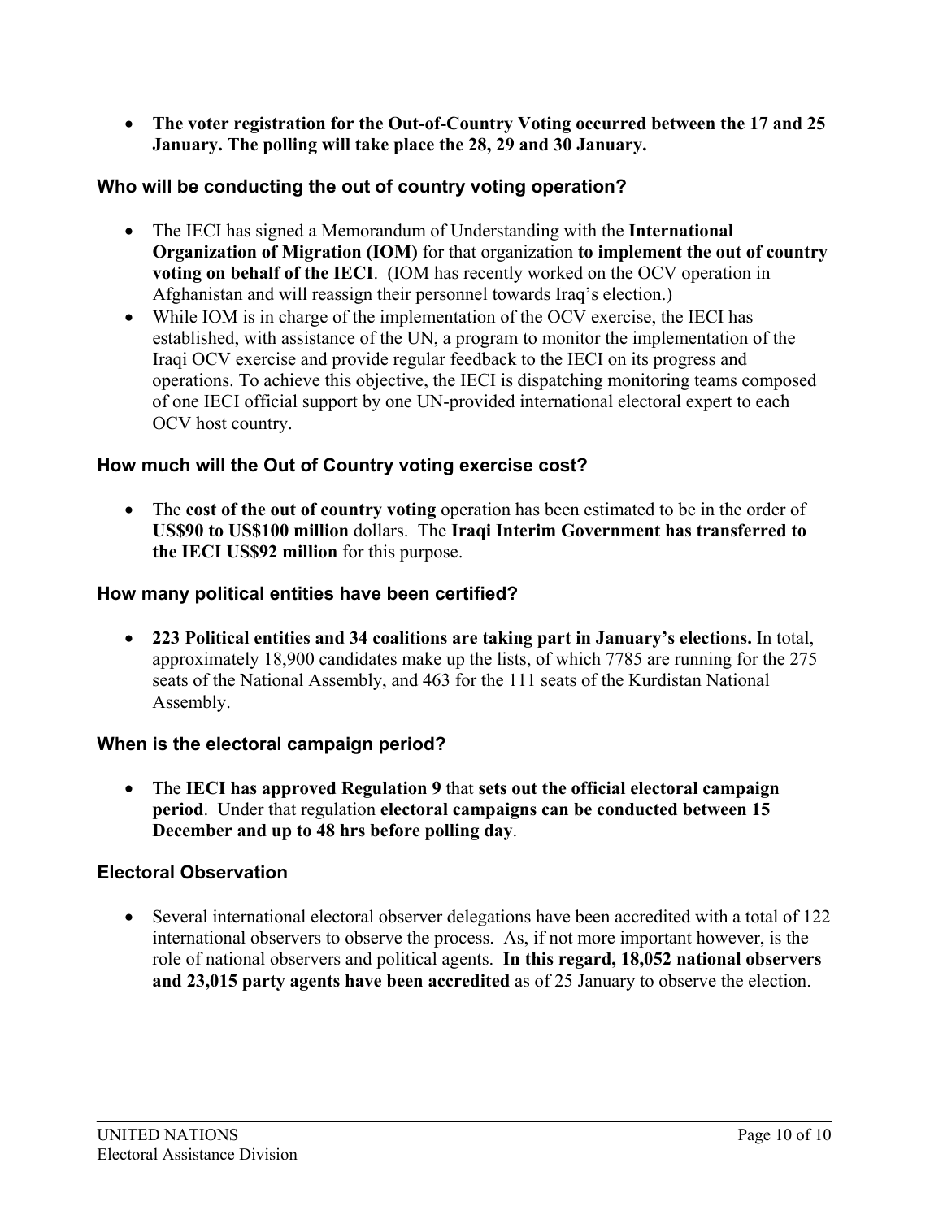- **The voter registration for the Out-of-Country Voting occurred between the 17 and 25 January. The polling will take place the 28, 29 and 30 January.**

### Who will be conducting the out of country voting operation?

- The IECI has signed a Memorandum of Understanding with the **International Organization of Migration (IOM)** for that organization **to implement the out of country voting on behalf of the IECI**. (IOM has recently worked on the OCV operation in Afghanistan and will reassign their personnel towards Iraq's election.)
- While IOM is in charge of the implementation of the OCV exercise, the IECI has established, with assistance of the UN, a program to monitor the implementation of the Iraqi OCV exercise and provide regular feedback to the IECI on its progress and operations. To achieve this objective, the IECI is dispatching monitoring teams composed of one IECI official support by one UN-provided international electoral expert to each OCV host country.

### How much will the Out of Country voting exercise cost?

- The **cost of the out of country voting** operation has been estimated to be in the order of **US$90 to US$100 million** dollars. The **Iraqi Interim Government has transferred to the IECI US$92 million** for this purpose.

### How many political entities have been certified?

- **223 Political entities and 34 coalitions are taking part in January's elections.** In total, approximately 18,900 candidates make up the lists, of which 7785 are running for the 275 seats of the National Assembly, and 463 for the 111 seats of the Kurdistan National Assembly.

### When is the electoral campaign period?

- The **IECI has approved Regulation 9** that **sets out the official electoral campaign period**. Under that regulation **electoral campaigns can be conducted between 15 December and up to 48 hrs before polling day**.

### Electoral Observation

- Several international electoral observer delegations have been accredited with a total of 122 international observers to observe the process. As, if not more important however, is the role of national observers and political agents. **In this regard, 18,052 national observers and 23,015 party agents have been accredited** as of 25 January to observe the election.